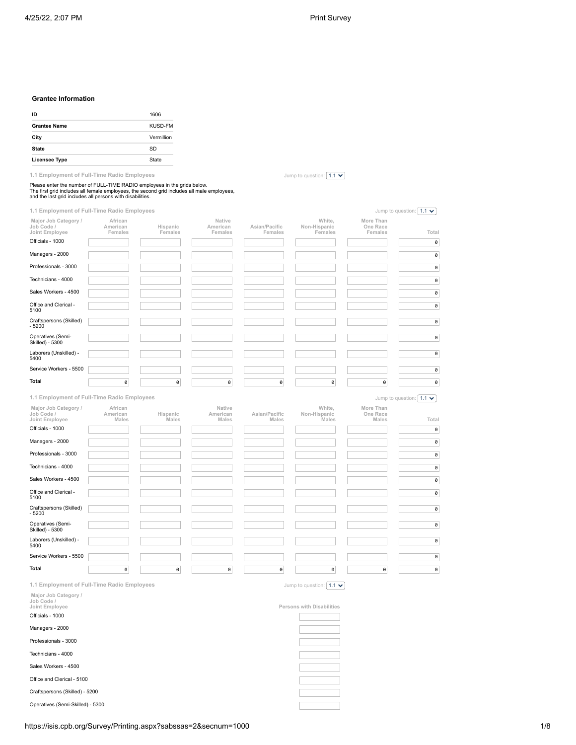## Grantee Information

| ID | 1606 |
|---|---|
| **Grantee Name** | KUSD-FM |
| **City** | Vermillion |
| **State** | SD |
| **Licensee Type** | State |

### 1.1 Employment of Full-Time Radio Employees

Jump to question: 1.1

Please enter the number of FULL-TIME RADIO employees in the grids below.
The first grid includes all female employees, the second grid includes all male employees, and the last grid includes all persons with disabilities.

### 1.1 Employment of Full-Time Radio Employees

Jump to question: 1.1

| Major Job Category / Job Code / Joint Employee | African American Females | Hispanic Females | Native American Females | Asian/Pacific Females | White, Non-Hispanic Females | More Than One Race Females | Total |
|---|---|---|---|---|---|---|---|
| Officials - 1000 | | | | | | | 0 |
| Managers - 2000 | | | | | | | 0 |
| Professionals - 3000 | | | | | | | 0 |
| Technicians - 4000 | | | | | | | 0 |
| Sales Workers - 4500 | | | | | | | 0 |
| Office and Clerical - 5100 | | | | | | | 0 |
| Craftspersons (Skilled) - 5200 | | | | | | | 0 |
| Operatives (Semi-Skilled) - 5300 | | | | | | | 0 |
| Laborers (Unskilled) - 5400 | | | | | | | 0 |
| Service Workers - 5500 | | | | | | | 0 |
| **Total** | 0 | 0 | 0 | 0 | 0 | 0 | 0 |

### 1.1 Employment of Full-Time Radio Employees

Jump to question: 1.1

| Major Job Category / Job Code / Joint Employee | African American Males | Hispanic Males | Native American Males | Asian/Pacific Males | White, Non-Hispanic Males | More Than One Race Males | Total |
|---|---|---|---|---|---|---|---|
| Officials - 1000 | | | | | | | 0 |
| Managers - 2000 | | | | | | | 0 |
| Professionals - 3000 | | | | | | | 0 |
| Technicians - 4000 | | | | | | | 0 |
| Sales Workers - 4500 | | | | | | | 0 |
| Office and Clerical - 5100 | | | | | | | 0 |
| Craftspersons (Skilled) - 5200 | | | | | | | 0 |
| Operatives (Semi-Skilled) - 5300 | | | | | | | 0 |
| Laborers (Unskilled) - 5400 | | | | | | | 0 |
| Service Workers - 5500 | | | | | | | 0 |
| **Total** | 0 | 0 | 0 | 0 | 0 | 0 | 0 |

### 1.1 Employment of Full-Time Radio Employees

Jump to question: 1.1

| Major Job Category / Job Code / Joint Employee | Persons with Disabilities |
|---|---|
| Officials - 1000 | |
| Managers - 2000 | |
| Professionals - 3000 | |
| Technicians - 4000 | |
| Sales Workers - 4500 | |
| Office and Clerical - 5100 | |
| Craftspersons (Skilled) - 5200 | |
| Operatives (Semi-Skilled) - 5300 | |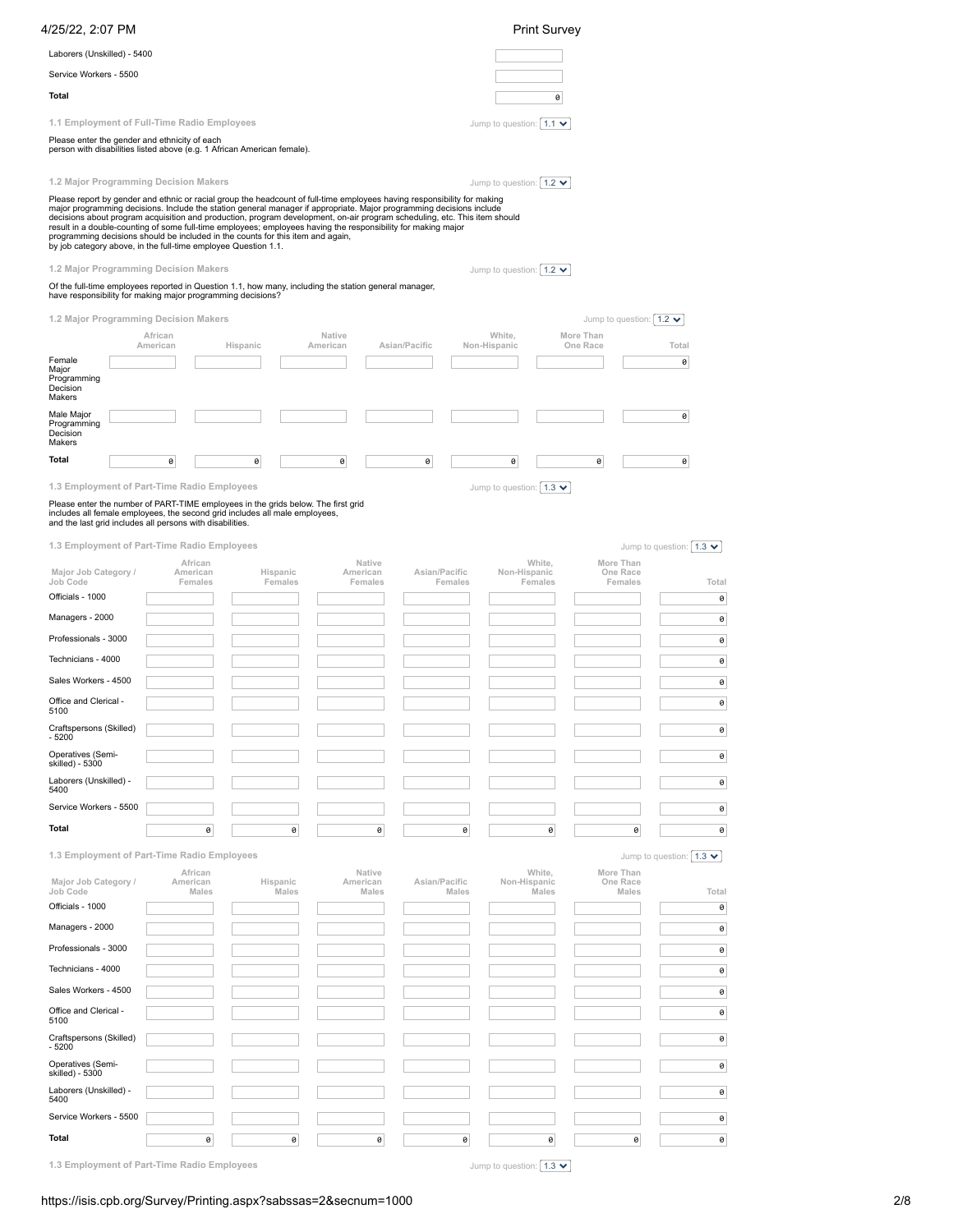| | |
|---|---|
| Laborers (Unskilled) - 5400 | |
| Service Workers - 5500 | |
| **Total** | 0 |

### 1.1 Employment of Full-Time Radio Employees

Jump to question: 1.1

Please enter the gender and ethnicity of each person with disabilities listed above (e.g. 1 African American female).

### 1.2 Major Programming Decision Makers

Jump to question: 1.2

Please report by gender and ethnic or racial group the headcount of full-time employees having responsibility for making major programming decisions. Include the station general manager if appropriate. Major programming decisions include decisions about program acquisition and production, program development, on-air program scheduling, etc. This item should result in a double-counting of some full-time employees; employees having the responsibility for making major programming decisions should be included in the counts for this item and again, by job category above, in the full-time employee Question 1.1.

### 1.2 Major Programming Decision Makers

Jump to question: 1.2

Of the full-time employees reported in Question 1.1, how many, including the station general manager, have responsibility for making major programming decisions?

### 1.2 Major Programming Decision Makers

Jump to question: 1.2

| | African American | Hispanic | Native American | Asian/Pacific | White, Non-Hispanic | More Than One Race | Total |
|---|---|---|---|---|---|---|---|
| Female Major Programming Decision Makers | | | | | | | 0 |
| Male Major Programming Decision Makers | | | | | | | 0 |
| **Total** | 0 | 0 | 0 | 0 | 0 | 0 | 0 |

### 1.3 Employment of Part-Time Radio Employees

Jump to question: 1.3

Please enter the number of PART-TIME employees in the grids below. The first grid includes all female employees, the second grid includes all male employees, and the last grid includes all persons with disabilities.

### 1.3 Employment of Part-Time Radio Employees

Jump to question: 1.3

| Major Job Category / Job Code | African American Females | Hispanic Females | Native American Females | Asian/Pacific Females | White, Non-Hispanic Females | More Than One Race Females | Total |
|---|---|---|---|---|---|---|---|
| Officials - 1000 | | | | | | | 0 |
| Managers - 2000 | | | | | | | 0 |
| Professionals - 3000 | | | | | | | 0 |
| Technicians - 4000 | | | | | | | 0 |
| Sales Workers - 4500 | | | | | | | 0 |
| Office and Clerical - 5100 | | | | | | | 0 |
| Craftspersons (Skilled) - 5200 | | | | | | | 0 |
| Operatives (Semi-skilled) - 5300 | | | | | | | 0 |
| Laborers (Unskilled) - 5400 | | | | | | | 0 |
| Service Workers - 5500 | | | | | | | 0 |
| **Total** | 0 | 0 | 0 | 0 | 0 | 0 | 0 |

### 1.3 Employment of Part-Time Radio Employees

Jump to question: 1.3

| Major Job Category / Job Code | African American Males | Hispanic Males | Native American Males | Asian/Pacific Males | White, Non-Hispanic Males | More Than One Race Males | Total |
|---|---|---|---|---|---|---|---|
| Officials - 1000 | | | | | | | 0 |
| Managers - 2000 | | | | | | | 0 |
| Professionals - 3000 | | | | | | | 0 |
| Technicians - 4000 | | | | | | | 0 |
| Sales Workers - 4500 | | | | | | | 0 |
| Office and Clerical - 5100 | | | | | | | 0 |
| Craftspersons (Skilled) - 5200 | | | | | | | 0 |
| Operatives (Semi-skilled) - 5300 | | | | | | | 0 |
| Laborers (Unskilled) - 5400 | | | | | | | 0 |
| Service Workers - 5500 | | | | | | | 0 |
| **Total** | 0 | 0 | 0 | 0 | 0 | 0 | 0 |

### 1.3 Employment of Part-Time Radio Employees

Jump to question: 1.3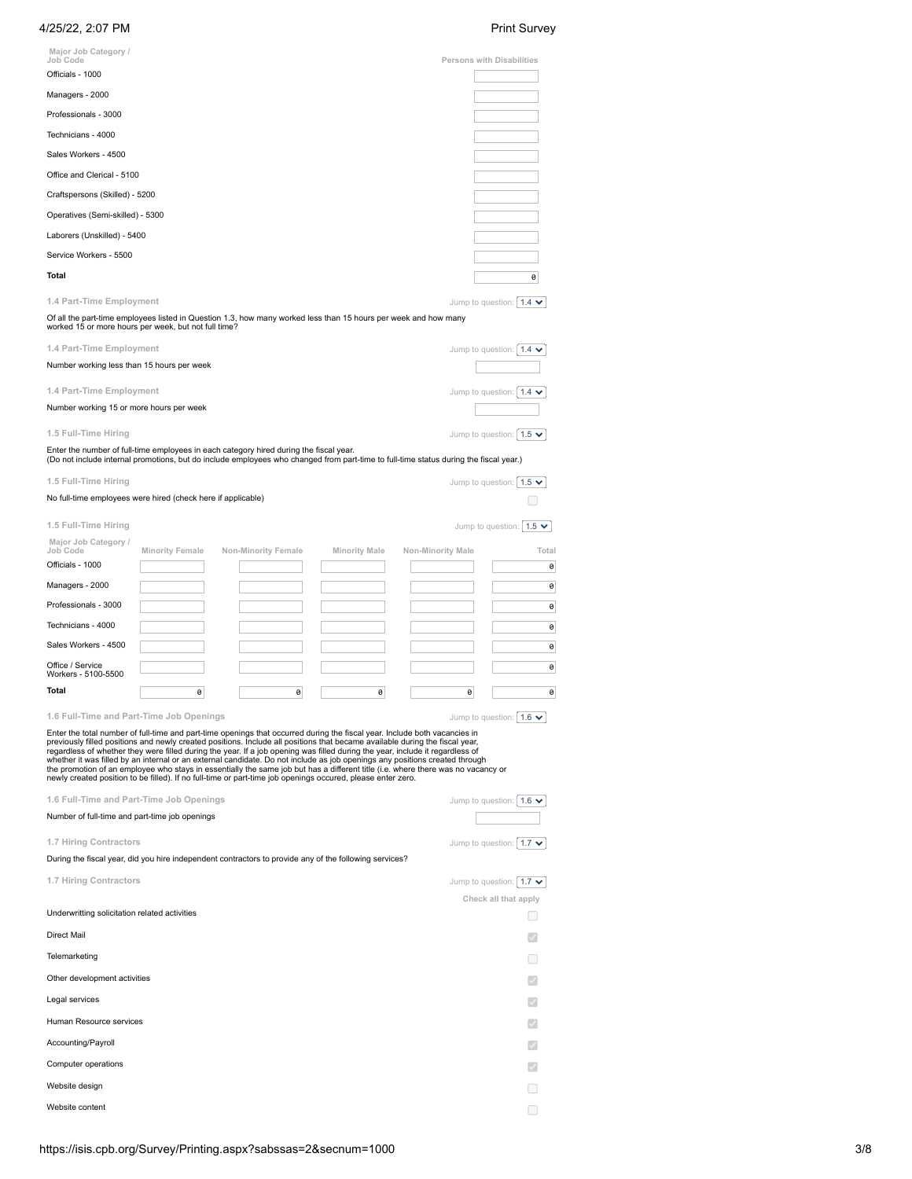| Major Job Category / Job Code | Persons with Disabilities |
|---|---|
| Officials - 1000 | |
| Managers - 2000 | |
| Professionals - 3000 | |
| Technicians - 4000 | |
| Sales Workers - 4500 | |
| Office and Clerical - 5100 | |
| Craftspersons (Skilled) - 5200 | |
| Operatives (Semi-skilled) - 5300 | |
| Laborers (Unskilled) - 5400 | |
| Service Workers - 5500 | |
| **Total** | 0 |

### 1.4 Part-Time Employment

Jump to question: 1.4

Of all the part-time employees listed in Question 1.3, how many worked less than 15 hours per week and how many worked 15 or more hours per week, but not full time?

### 1.4 Part-Time Employment

Jump to question: 1.4

Number working less than 15 hours per week

### 1.4 Part-Time Employment

Jump to question: 1.4

Number working 15 or more hours per week

### 1.5 Full-Time Hiring

Jump to question: 1.5

Enter the number of full-time employees in each category hired during the fiscal year.
(Do not include internal promotions, but do include employees who changed from part-time to full-time status during the fiscal year.)

### 1.5 Full-Time Hiring

Jump to question: 1.5

No full-time employees were hired (check here if applicable) ☐

### 1.5 Full-Time Hiring

Jump to question: 1.5

| Major Job Category / Job Code | Minority Female | Non-Minority Female | Minority Male | Non-Minority Male | Total |
|---|---|---|---|---|---|
| Officials - 1000 | | | | | 0 |
| Managers - 2000 | | | | | 0 |
| Professionals - 3000 | | | | | 0 |
| Technicians - 4000 | | | | | 0 |
| Sales Workers - 4500 | | | | | 0 |
| Office / Service Workers - 5100-5500 | | | | | 0 |
| **Total** | 0 | 0 | 0 | 0 | 0 |

### 1.6 Full-Time and Part-Time Job Openings

Jump to question: 1.6

Enter the total number of full-time and part-time job openings that occurred during the fiscal year. Include both vacancies in previously filled positions and newly created positions. Include all positions that became available during the fiscal year, regardless of whether they were filled during the year. If a job opening was filled during the year, include it regardless of whether it was filled by an internal or an external candidate. Do not include as job openings any positions created through the promotion of an employee who stays in essentially the same job but has a different title (i.e. where there was no vacancy or newly created position to be filled). If no full-time or part-time job openings occured, please enter zero.

### 1.6 Full-Time and Part-Time Job Openings

Jump to question: 1.6

Number of full-time and part-time job openings

### 1.7 Hiring Contractors

Jump to question: 1.7

During the fiscal year, did you hire independent contractors to provide any of the following services?

### 1.7 Hiring Contractors

Jump to question: 1.7

| | Check all that apply |
|---|---|
| Underwritting solicitation related activities | ☐ |
| Direct Mail | ☑ |
| Telemarketing | ☐ |
| Other development activities | ☑ |
| Legal services | ☑ |
| Human Resource services | ☑ |
| Accounting/Payroll | ☑ |
| Computer operations | ☑ |
| Website design | ☐ |
| Website content | ☐ |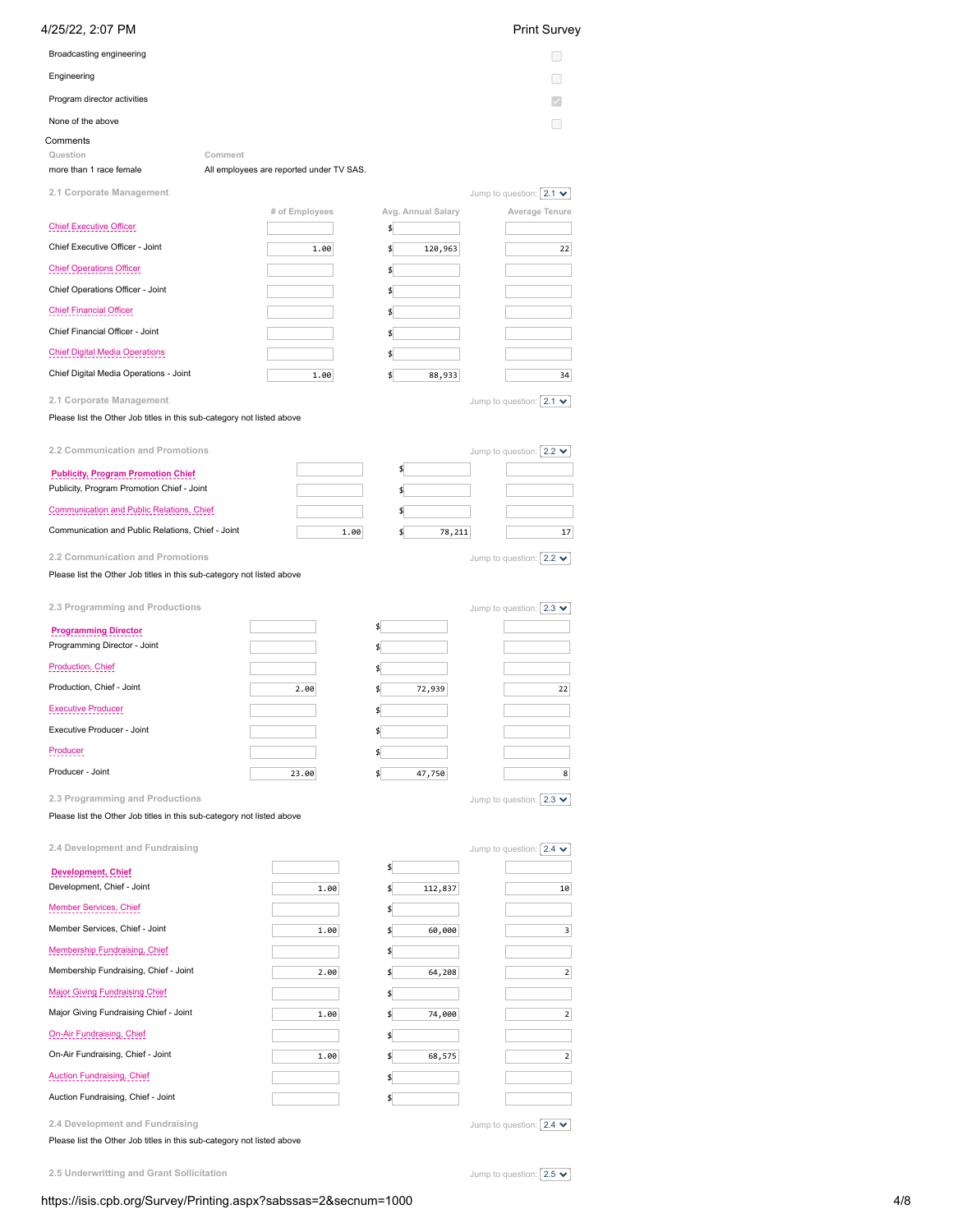| | |
|---|---|
| Broadcasting engineering | ☐ |
| Engineering | ☐ |
| Program director activities | ☑ |
| None of the above | ☐ |

Comments

| Question | Comment |
|---|---|
| more than 1 race female | All employees are reported under TV SAS. |

### 2.1 Corporate Management

Jump to question: 2.1

| | # of Employees | Avg. Annual Salary | Average Tenure |
|---|---|---|---|
| Chief Executive Officer | | $ | |
| Chief Executive Officer - Joint | 1.00 | $ 120,963 | 22 |
| Chief Operations Officer | | $ | |
| Chief Operations Officer - Joint | | $ | |
| Chief Financial Officer | | $ | |
| Chief Financial Officer - Joint | | $ | |
| Chief Digital Media Operations | | $ | |
| Chief Digital Media Operations - Joint | 1.00 | $ 88,933 | 34 |

### 2.1 Corporate Management

Jump to question: 2.1

Please list the Other Job titles in this sub-category not listed above

### 2.2 Communication and Promotions

Jump to question: 2.2

| | # of Employees | Avg. Annual Salary | Average Tenure |
|---|---|---|---|
| **Publicity, Program Promotion Chief** | | $ | |
| Publicity, Program Promotion Chief - Joint | | $ | |
| Communication and Public Relations, Chief | | $ | |
| Communication and Public Relations, Chief - Joint | 1.00 | $ 78,211 | 17 |

### 2.2 Communication and Promotions

Jump to question: 2.2

Please list the Other Job titles in this sub-category not listed above

### 2.3 Programming and Productions

Jump to question: 2.3

| | # of Employees | Avg. Annual Salary | Average Tenure |
|---|---|---|---|
| **Programming Director** | | $ | |
| Programming Director - Joint | | $ | |
| Production, Chief | | $ | |
| Production, Chief - Joint | 2.00 | $ 72,939 | 22 |
| Executive Producer | | $ | |
| Executive Producer - Joint | | $ | |
| Producer | | $ | |
| Producer - Joint | 23.00 | $ 47,750 | 8 |

### 2.3 Programming and Productions

Jump to question: 2.3

Please list the Other Job titles in this sub-category not listed above

### 2.4 Development and Fundraising

Jump to question: 2.4

| | # of Employees | Avg. Annual Salary | Average Tenure |
|---|---|---|---|
| **Development, Chief** | | $ | |
| Development, Chief - Joint | 1.00 | $ 112,837 | 10 |
| Member Services, Chief | | $ | |
| Member Services, Chief - Joint | 1.00 | $ 60,000 | 3 |
| Membership Fundraising, Chief | | $ | |
| Membership Fundraising, Chief - Joint | 2.00 | $ 64,208 | 2 |
| Major Giving Fundraising Chief | | $ | |
| Major Giving Fundraising Chief - Joint | 1.00 | $ 74,000 | 2 |
| On-Air Fundraising, Chief | | $ | |
| On-Air Fundraising, Chief - Joint | 1.00 | $ 68,575 | 2 |
| Auction Fundraising, Chief | | $ | |
| Auction Fundraising, Chief - Joint | | $ | |

### 2.4 Development and Fundraising

Jump to question: 2.4

Please list the Other Job titles in this sub-category not listed above

### 2.5 Underwritting and Grant Sollicitation

Jump to question: 2.5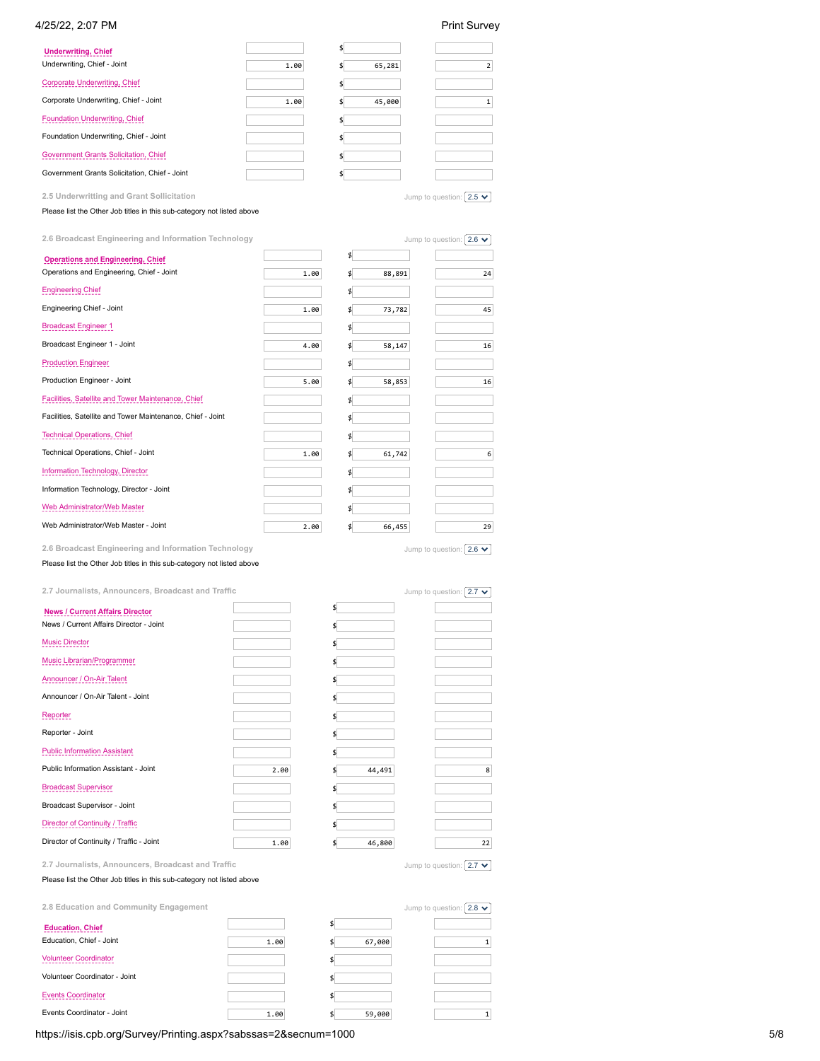| | | | |
|---|---|---|---|
| **Underwriting, Chief** | | $ | |
| Underwriting, Chief - Joint | 1.00 | $ 65,281 | 2 |
| Corporate Underwriting, Chief | | $ | |
| Corporate Underwriting, Chief - Joint | 1.00 | $ 45,000 | 1 |
| Foundation Underwriting, Chief | | $ | |
| Foundation Underwriting, Chief - Joint | | $ | |
| Government Grants Solicitation, Chief | | $ | |
| Government Grants Solicitation, Chief - Joint | | $ | |

2.5 Underwritting and Grant Sollicitation

Jump to question: 2.5

Please list the Other Job titles in this sub-category not listed above

2.6 Broadcast Engineering and Information Technology

Jump to question: 2.6

| | | | |
|---|---|---|---|
| **Operations and Engineering, Chief** | | $ | |
| Operations and Engineering, Chief - Joint | 1.00 | $ 88,891 | 24 |
| Engineering Chief | | $ | |
| Engineering Chief - Joint | 1.00 | $ 73,782 | 45 |
| Broadcast Engineer 1 | | $ | |
| Broadcast Engineer 1 - Joint | 4.00 | $ 58,147 | 16 |
| Production Engineer | | $ | |
| Production Engineer - Joint | 5.00 | $ 58,853 | 16 |
| Facilities, Satellite and Tower Maintenance, Chief | | $ | |
| Facilities, Satellite and Tower Maintenance, Chief - Joint | | $ | |
| Technical Operations, Chief | | $ | |
| Technical Operations, Chief - Joint | 1.00 | $ 61,742 | 6 |
| Information Technology, Director | | $ | |
| Information Technology, Director - Joint | | $ | |
| Web Administrator/Web Master | | $ | |
| Web Administrator/Web Master - Joint | 2.00 | $ 66,455 | 29 |

2.6 Broadcast Engineering and Information Technology

Jump to question: 2.6

Please list the Other Job titles in this sub-category not listed above

2.7 Journalists, Announcers, Broadcast and Traffic

Jump to question: 2.7

| | | | |
|---|---|---|---|
| **News / Current Affairs Director** | | $ | |
| News / Current Affairs Director - Joint | | $ | |
| Music Director | | $ | |
| Music Librarian/Programmer | | $ | |
| Announcer / On-Air Talent | | $ | |
| Announcer / On-Air Talent - Joint | | $ | |
| Reporter | | $ | |
| Reporter - Joint | | $ | |
| Public Information Assistant | | $ | |
| Public Information Assistant - Joint | 2.00 | $ 44,491 | 8 |
| Broadcast Supervisor | | $ | |
| Broadcast Supervisor - Joint | | $ | |
| Director of Continuity / Traffic | | $ | |
| Director of Continuity / Traffic - Joint | 1.00 | $ 46,800 | 22 |

2.7 Journalists, Announcers, Broadcast and Traffic

Jump to question: 2.7

Please list the Other Job titles in this sub-category not listed above

2.8 Education and Community Engagement

Jump to question: 2.8

| | | | |
|---|---|---|---|
| **Education, Chief** | | $ | |
| Education, Chief - Joint | 1.00 | $ 67,000 | 1 |
| Volunteer Coordinator | | $ | |
| Volunteer Coordinator - Joint | | $ | |
| Events Coordinator | | $ | |
| Events Coordinator - Joint | 1.00 | $ 59,000 | 1 |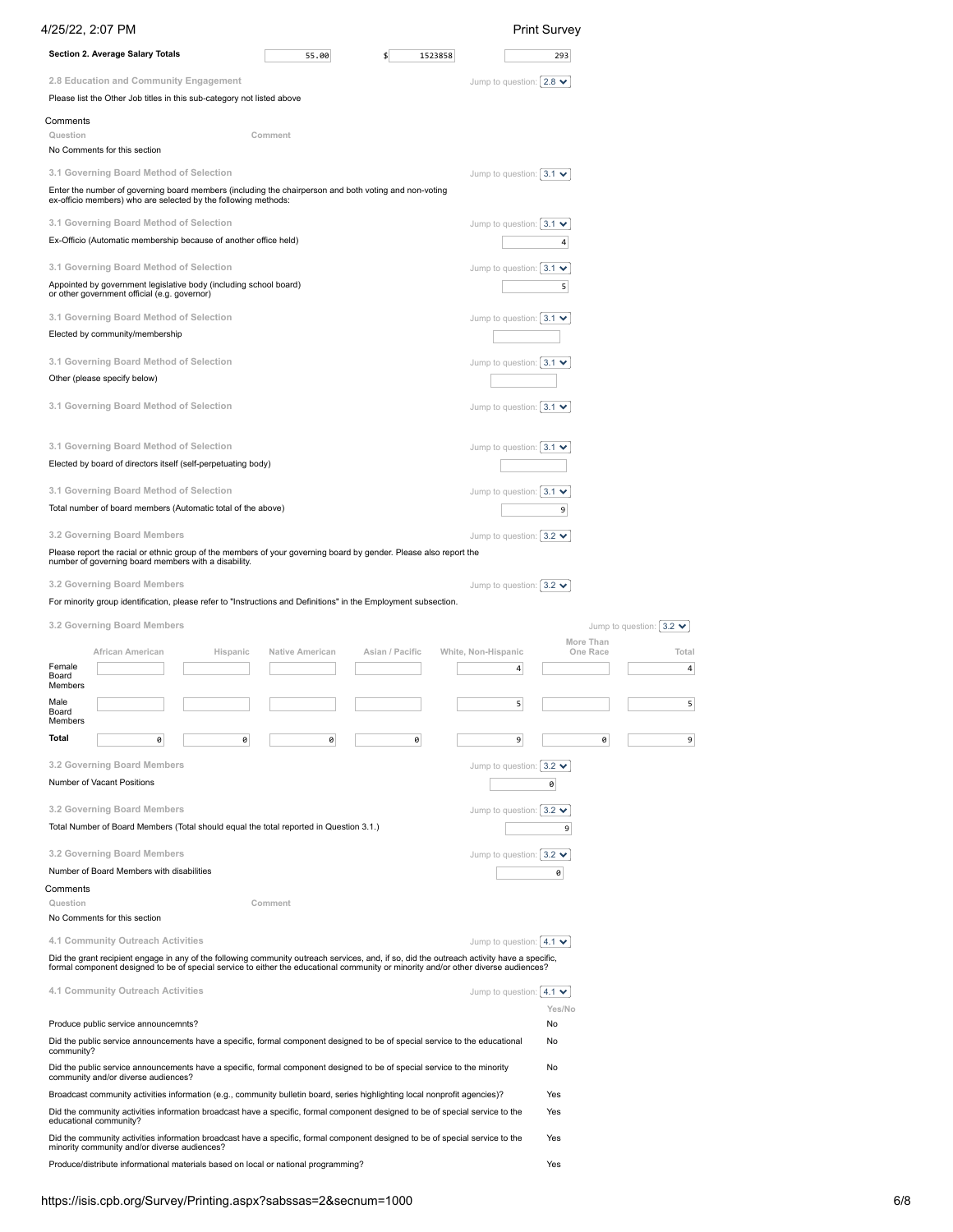**Section 2. Average Salary Totals** | 55.00 | $ 1523858 | 293

**2.8 Education and Community Engagement**

Jump to question: 2.8

Please list the Other Job titles in this sub-category not listed above

Comments

| Question | Comment |
|---|---|
| No Comments for this section | |

**3.1 Governing Board Method of Selection**

Jump to question: 3.1

Enter the number of governing board members (including the chairperson and both voting and non-voting ex-officio members) who are selected by the following methods:

**3.1 Governing Board Method of Selection**

Jump to question: 3.1

Ex-Officio (Automatic membership because of another office held): 4

**3.1 Governing Board Method of Selection**

Jump to question: 3.1

Appointed by government legislative body (including school board) or other government official (e.g. governor): 5

**3.1 Governing Board Method of Selection**

Jump to question: 3.1

Elected by community/membership:

**3.1 Governing Board Method of Selection**

Jump to question: 3.1

Other (please specify below):

**3.1 Governing Board Method of Selection**

Jump to question: 3.1

**3.1 Governing Board Method of Selection**

Jump to question: 3.1

Elected by board of directors itself (self-perpetuating body):

**3.1 Governing Board Method of Selection**

Jump to question: 3.1

Total number of board members (Automatic total of the above): 9

**3.2 Governing Board Members**

Jump to question: 3.2

Please report the racial or ethnic group of the members of your governing board by gender. Please also report the number of governing board members with a disability.

**3.2 Governing Board Members**

Jump to question: 3.2

For minority group identification, please refer to "Instructions and Definitions" in the Employment subsection.

**3.2 Governing Board Members**

Jump to question: 3.2

| | African American | Hispanic | Native American | Asian / Pacific | White, Non-Hispanic | More Than One Race | Total |
|---|---|---|---|---|---|---|---|
| Female Board Members | | | | | 4 | | 4 |
| Male Board Members | | | | | 5 | | 5 |
| **Total** | 0 | 0 | 0 | 0 | 9 | 0 | 9 |

**3.2 Governing Board Members**

Jump to question: 3.2

Number of Vacant Positions: 0

**3.2 Governing Board Members**

Jump to question: 3.2

Total Number of Board Members (Total should equal the total reported in Question 3.1.): 9

**3.2 Governing Board Members**

Jump to question: 3.2

Number of Board Members with disabilities: 0

Comments

| Question | Comment |
|---|---|
| No Comments for this section | |

**4.1 Community Outreach Activities**

Jump to question: 4.1

Did the grant recipient engage in any of the following community outreach services, and, if so, did the outreach activity have a specific, formal component designed to be of special service to either the educational community or minority and/or other diverse audiences?

**4.1 Community Outreach Activities**

Jump to question: 4.1

| | Yes/No |
|---|---|
| Produce public service announcemnts? | No |
| Did the public service announcements have a specific, formal component designed to be of special service to the educational community? | No |
| Did the public service announcements have a specific, formal component designed to be of special service to the minority community and/or diverse audiences? | No |
| Broadcast community activities information (e.g., community bulletin board, series highlighting local nonprofit agencies)? | Yes |
| Did the community activities information broadcast have a specific, formal component designed to be of special service to the educational community? | Yes |
| Did the community activities information broadcast have a specific, formal component designed to be of special service to the minority community and/or diverse audiences? | Yes |
| Produce/distribute informational materials based on local or national programming? | Yes |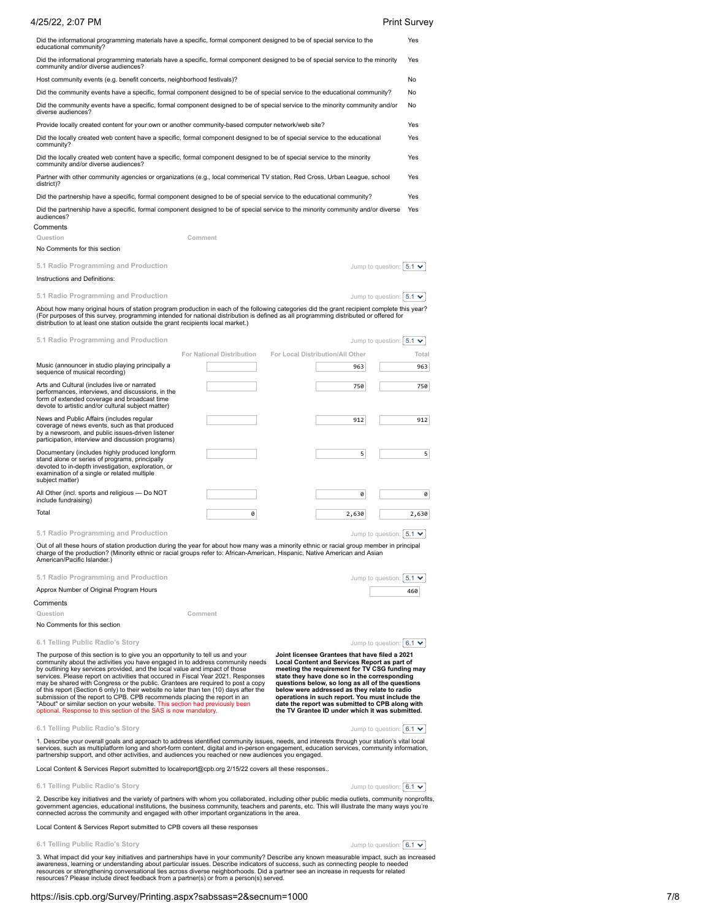| Question | Answer |
|---|---|
| Did the informational programming materials have a specific, formal component designed to be of special service to the educational community? | Yes |
| Did the informational programming materials have a specific, formal component designed to be of special service to the minority community and/or diverse audiences? | Yes |
| Host community events (e.g. benefit concerts, neighborhood festivals)? | No |
| Did the community events have a specific, formal component designed to be of special service to the educational community? | No |
| Did the community events have a specific, formal component designed to be of special service to the minority community and/or diverse audiences? | No |
| Provide locally created content for your own or another community-based computer network/web site? | Yes |
| Did the locally created web content have a specific, formal component designed to be of special service to the educational community? | Yes |
| Did the locally created web content have a specific, formal component designed to be of special service to the minority community and/or diverse audiences? | Yes |
| Partner with other community agencies or organizations (e.g., local commerical TV station, Red Cross, Urban League, school district)? | Yes |
| Did the partnership have a specific, formal component designed to be of special service to the educational community? | Yes |
| Did the partnership have a specific, formal component designed to be of special service to the minority community and/or diverse audiences? | Yes |

Comments

| Question | Comment |
|---|---|

No Comments for this section

**5.1 Radio Programming and Production**

Jump to question: 5.1

Instructions and Definitions:

**5.1 Radio Programming and Production**

Jump to question: 5.1

About how many original hours of station program production in each of the following categories did the grant recipient complete this year? (For purposes of this survey, programming intended for national distribution is defined as all programming distributed or offered for distribution to at least one station outside the grant recipients local market.)

**5.1 Radio Programming and Production**

Jump to question: 5.1

| | For National Distribution | For Local Distribution/All Other | Total |
|---|---|---|---|
| Music (announcer in studio playing principally a sequence of musical recording) | | 963 | 963 |
| Arts and Cultural (includes live or narrated performances, interviews, and discussions, in the form of extended coverage and broadcast time devote to artistic and/or cultural subject matter) | | 750 | 750 |
| News and Public Affairs (includes regular coverage of news events, such as that produced by a newsroom, and public issues-driven listener participation, interview and discussion programs) | | 912 | 912 |
| Documentary (includes highly produced longform stand alone or series of programs, principally devoted to in-depth investigation, exploration, or examination of a single or related multiple subject matter) | | 5 | 5 |
| All Other (incl. sports and religious — Do NOT include fundraising) | | 0 | 0 |
| Total | 0 | 2,630 | 2,630 |

**5.1 Radio Programming and Production**

Jump to question: 5.1

Out of all these hours of station production during the year for about how many was a minority ethnic or racial group member in principal charge of the production? (Minority ethnic or racial groups refer to: African-American, Hispanic, Native American and Asian American/Pacific Islander.)

**5.1 Radio Programming and Production**

Jump to question: 5.1

| | |
|---|---|
| Approx Number of Original Program Hours | 460 |

Comments

| Question | Comment |
|---|---|

No Comments for this section

**6.1 Telling Public Radio's Story**

Jump to question: 6.1

The purpose of this section is to give you an opportunity to tell us and your community about the activities you have engaged in to address community needs by outlining key services provided, and the local value and impact of those services. Please report on activities that occured in Fiscal Year 2021. Responses may be shared with Congress or the public. Grantees are required to post a copy of this report (Section 6 only) to their website no later than ten (10) days after the submission of the report to CPB. CPB recommends placing the report in an "About" or similar section on your website. This section had previously been optional. Response to this section of the SAS is now mandatory.

**Joint licensee Grantees that have filed a 2021 Local Content and Services Report as part of meeting the requirement for TV CSG funding may state they have done so in the corresponding questions below, so long as all of the questions below were addressed as they relate to radio operations in such report. You must include the date the report was submitted to CPB along with the TV Grantee ID under which it was submitted.**

**6.1 Telling Public Radio's Story**

Jump to question: 6.1

1. Describe your overall goals and approach to address identified community issues, needs, and interests through your station's vital local services, such as multiplatform long and short-form content, digital and in-person engagement, education services, community information, partnership support, and other activities, and audiences you reached or new audiences you engaged.

Local Content & Services Report submitted to localreport@cpb.org 2/15/22 covers all these responses..

**6.1 Telling Public Radio's Story**

Jump to question: 6.1

2. Describe key initiatives and the variety of partners with whom you collaborated, including other public media outlets, community nonprofits, government agencies, educational institutions, the business community, teachers and parents, etc. This will illustrate the many ways you're connected across the community and engaged with other important organizations in the area.

Local Content & Services Report submitted to CPB covers all these responses

**6.1 Telling Public Radio's Story**

Jump to question: 6.1

3. What impact did your key initiatives and partnerships have in your community? Describe any known measurable impact, such as increased awareness, learning or understanding about particular issues. Describe indicators of success, such as connecting people to needed resources or strengthening conversational ties across diverse neighborhoods. Did a partner see an increase in requests for related resources? Please include direct feedback from a partner(s) or from a person(s) served.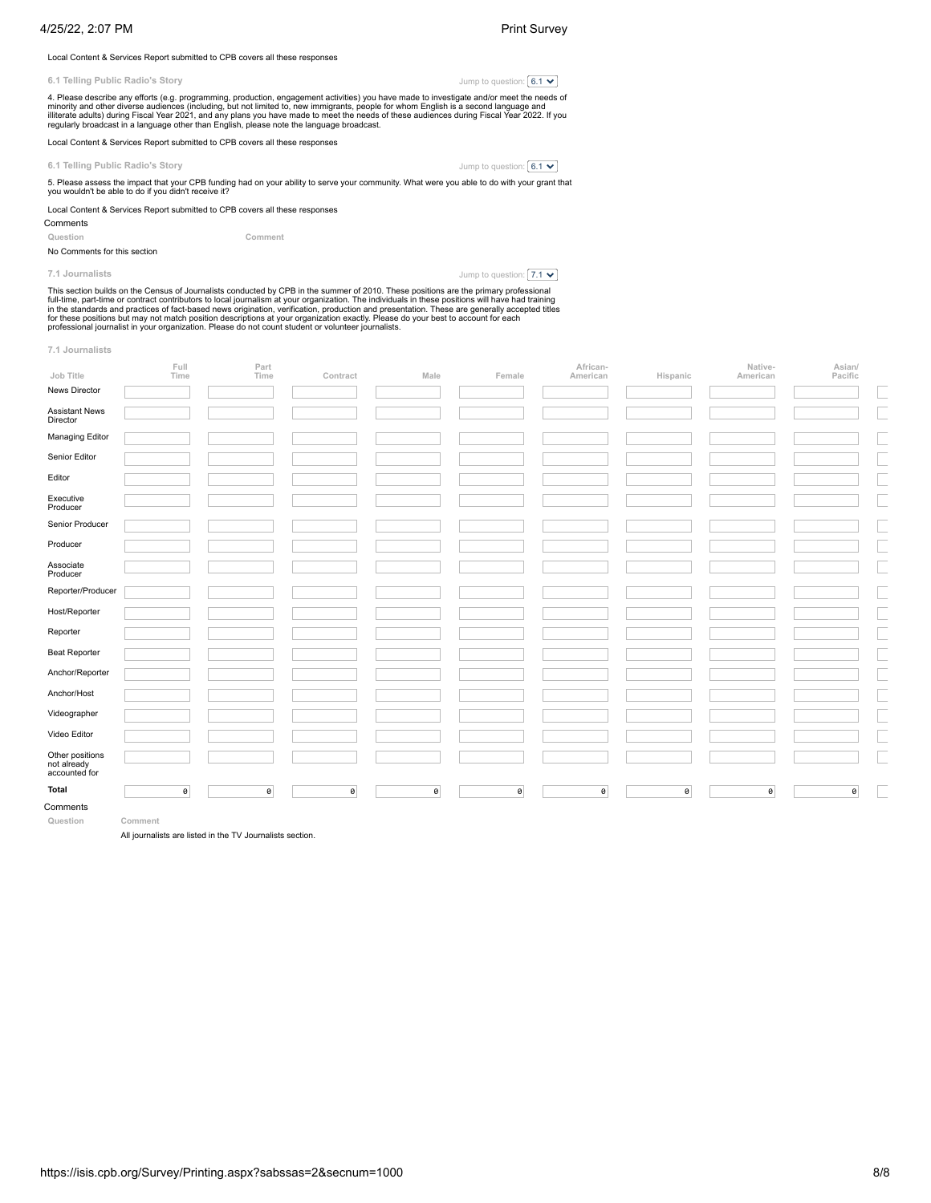Local Content & Services Report submitted to CPB covers all these responses

**6.1 Telling Public Radio's Story**

Jump to question: 6.1

4. Please describe any efforts (e.g. programming, production, engagement activities) you have made to investigate and/or meet the needs of minority and other diverse audiences (including, but not limited to, new immigrants, people for whom English is a second language and illiterate adults) during Fiscal Year 2021, and any plans you have made to meet the needs of these audiences during Fiscal Year 2022. If you regularly broadcast in a language other than English, please note the language broadcast.

Local Content & Services Report submitted to CPB covers all these responses

**6.1 Telling Public Radio's Story**

Jump to question: 6.1

5. Please assess the impact that your CPB funding had on your ability to serve your community. What were you able to do with your grant that you wouldn't be able to do if you didn't receive it?

Local Content & Services Report submitted to CPB covers all these responses

Comments

| Question | Comment |
|---|---|
| No Comments for this section | |

**7.1 Journalists**

Jump to question: 7.1

This section builds on the Census of Journalists conducted by CPB in the summer of 2010. These positions are the primary professional full-time, part-time or contract contributors to local journalism at your organization. The individuals in these positions will have had training in the standards and practices of fact-based news origination, verification, production and presentation. These are generally accepted titles for these positions but may not match position descriptions at your organization exactly. Please do your best to account for each professional journalist in your organization. Please do not count student or volunteer journalists.

**7.1 Journalists**

| Job Title | Full Time | Part Time | Contract | Male | Female | African-American | Hispanic | Native-American | Asian/Pacific |
|---|---|---|---|---|---|---|---|---|---|
| News Director | | | | | | | | | |
| Assistant News Director | | | | | | | | | |
| Managing Editor | | | | | | | | | |
| Senior Editor | | | | | | | | | |
| Editor | | | | | | | | | |
| Executive Producer | | | | | | | | | |
| Senior Producer | | | | | | | | | |
| Producer | | | | | | | | | |
| Associate Producer | | | | | | | | | |
| Reporter/Producer | | | | | | | | | |
| Host/Reporter | | | | | | | | | |
| Reporter | | | | | | | | | |
| Beat Reporter | | | | | | | | | |
| Anchor/Reporter | | | | | | | | | |
| Anchor/Host | | | | | | | | | |
| Videographer | | | | | | | | | |
| Video Editor | | | | | | | | | |
| Other positions not already accounted for | | | | | | | | | |
| **Total** | 0 | 0 | 0 | 0 | 0 | 0 | 0 | 0 | 0 |

Comments

| Question | Comment |
|---|---|
| | All journalists are listed in the TV Journalists section. |